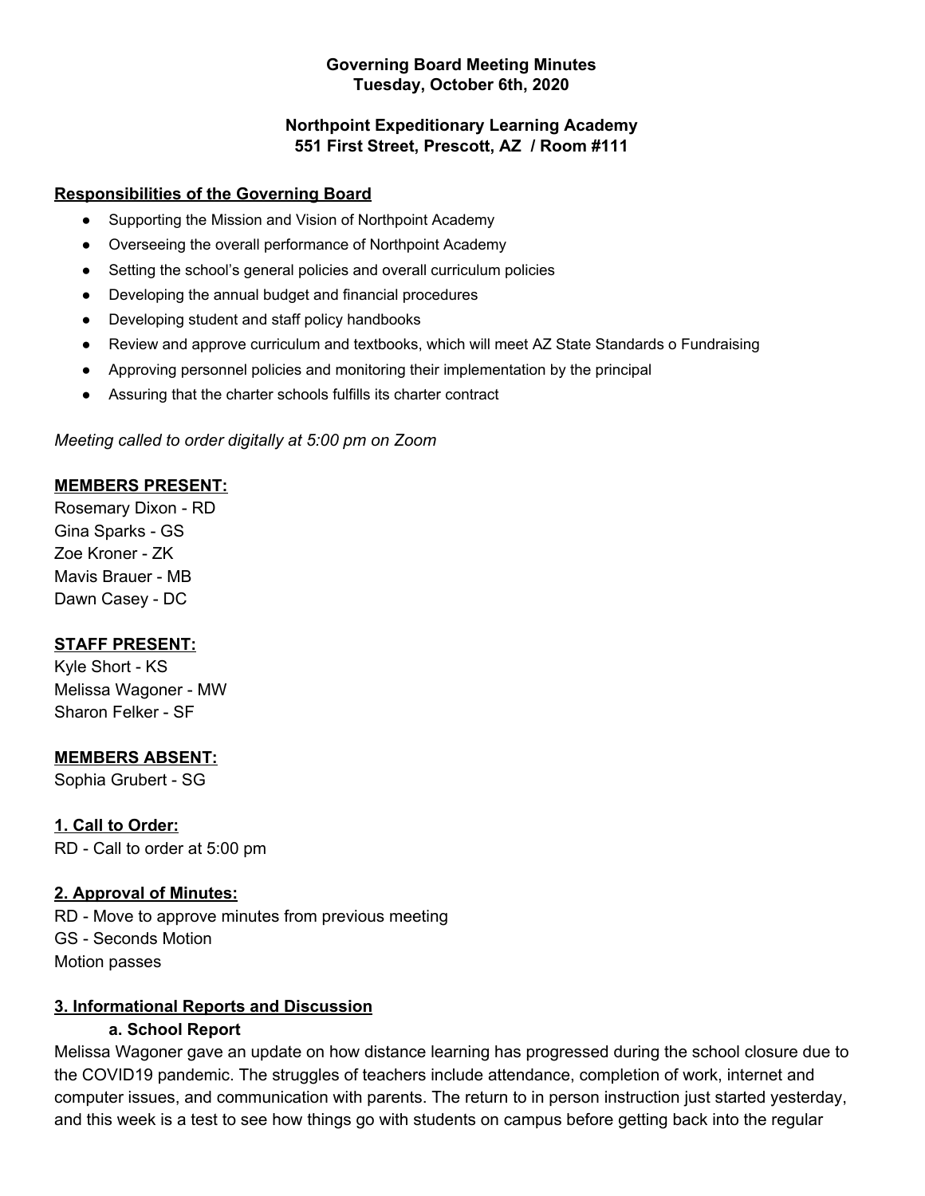**Governing Board Meeting Minutes**
**Tuesday, October 6th, 2020**

**Northpoint Expeditionary Learning Academy**
**551 First Street, Prescott, AZ / Room #111**

**Responsibilities of the Governing Board**

- Supporting the Mission and Vision of Northpoint Academy
- Overseeing the overall performance of Northpoint Academy
- Setting the school's general policies and overall curriculum policies
- Developing the annual budget and financial procedures
- Developing student and staff policy handbooks
- Review and approve curriculum and textbooks, which will meet AZ State Standards o Fundraising
- Approving personnel policies and monitoring their implementation by the principal
- Assuring that the charter schools fulfills its charter contract

*Meeting called to order digitally at 5:00 pm on Zoom*

**MEMBERS PRESENT:**
Rosemary Dixon - RD
Gina Sparks - GS
Zoe Kroner - ZK
Mavis Brauer - MB
Dawn Casey - DC

**STAFF PRESENT:**
Kyle Short - KS
Melissa Wagoner - MW
Sharon Felker - SF

**MEMBERS ABSENT:**
Sophia Grubert - SG

**1. Call to Order:**
RD - Call to order at 5:00 pm

**2. Approval of Minutes:**
RD - Move to approve minutes from previous meeting
GS - Seconds Motion
Motion passes

**3. Informational Reports and Discussion**

**a. School Report**

Melissa Wagoner gave an update on how distance learning has progressed during the school closure due to the COVID19 pandemic. The struggles of teachers include attendance, completion of work, internet and computer issues, and communication with parents. The return to in person instruction just started yesterday, and this week is a test to see how things go with students on campus before getting back into the regular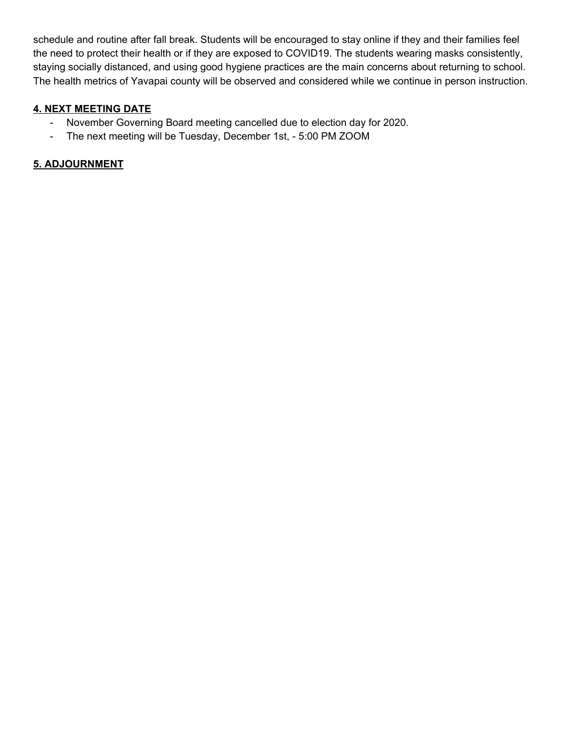schedule and routine after fall break. Students will be encouraged to stay online if they and their families feel the need to protect their health or if they are exposed to COVID19. The students wearing masks consistently, staying socially distanced, and using good hygiene practices are the main concerns about returning to school. The health metrics of Yavapai county will be observed and considered while we continue in person instruction.

## 4. NEXT MEETING DATE

- November Governing Board meeting cancelled due to election day for 2020.
- The next meeting will be Tuesday, December 1st, - 5:00 PM ZOOM

## 5. ADJOURNMENT